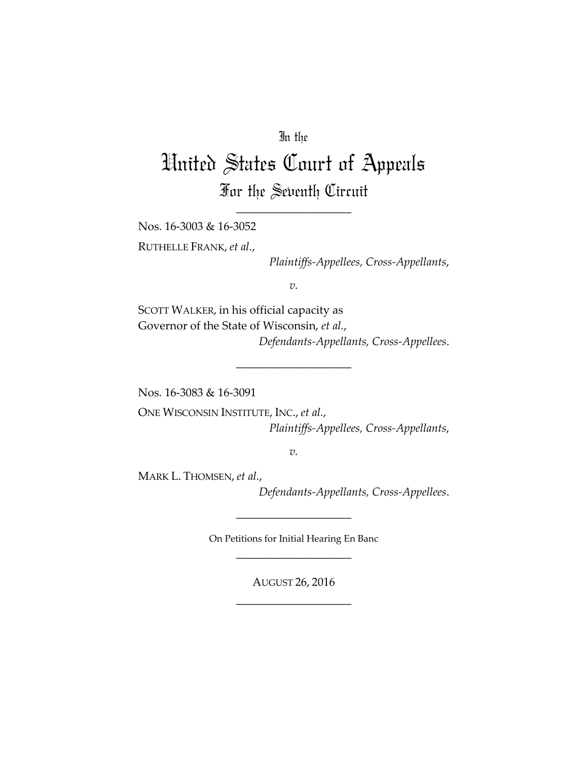In the

# United States Court of Appeals

## For the Seventh Circuit

---

Nos. 16-3003 & 16-3052

RUTHELLE FRANK, *et al.*,

*Plaintiffs-Appellees, Cross-Appellants*,

*v.*

SCOTT WALKER, in his official capacity as Governor of the State of Wisconsin, *et al.*,

*Defendants-Appellants, Cross-Appellees*.

---

Nos. 16-3083 & 16-3091

ONE WISCONSIN INSTITUTE, INC., *et al.*,

*Plaintiffs-Appellees, Cross-Appellants*,

*v.*

MARK L. THOMSEN, *et al.*,

*Defendants-Appellants, Cross-Appellees*.

---

On Petitions for Initial Hearing En Banc

---

AUGUST 26, 2016

---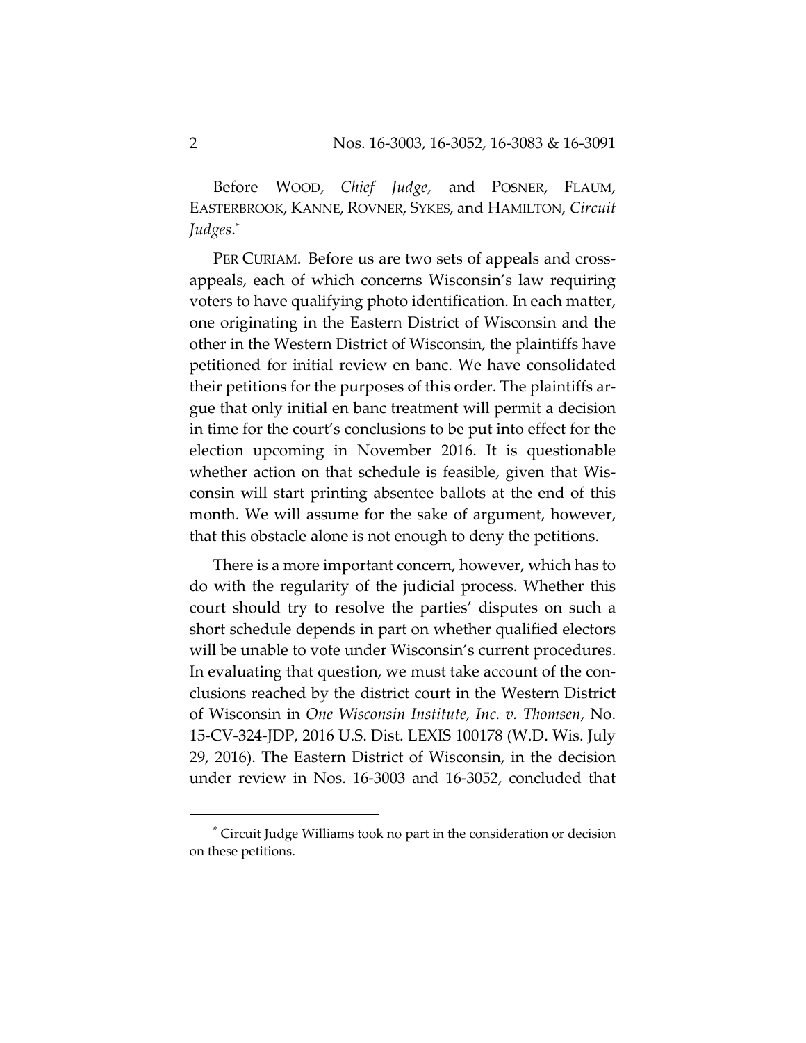Before WOOD, *Chief Judge*, and POSNER, FLAUM, EASTERBROOK, KANNE, ROVNER, SYKES, and HAMILTON, *Circuit Judges*.*

PER CURIAM. Before us are two sets of appeals and cross-appeals, each of which concerns Wisconsin's law requiring voters to have qualifying photo identification. In each matter, one originating in the Eastern District of Wisconsin and the other in the Western District of Wisconsin, the plaintiffs have petitioned for initial review en banc. We have consolidated their petitions for the purposes of this order. The plaintiffs argue that only initial en banc treatment will permit a decision in time for the court's conclusions to be put into effect for the election upcoming in November 2016. It is questionable whether action on that schedule is feasible, given that Wisconsin will start printing absentee ballots at the end of this month. We will assume for the sake of argument, however, that this obstacle alone is not enough to deny the petitions.

There is a more important concern, however, which has to do with the regularity of the judicial process. Whether this court should try to resolve the parties' disputes on such a short schedule depends in part on whether qualified electors will be unable to vote under Wisconsin's current procedures. In evaluating that question, we must take account of the conclusions reached by the district court in the Western District of Wisconsin in *One Wisconsin Institute, Inc. v. Thomsen*, No. 15-CV-324-JDP, 2016 U.S. Dist. LEXIS 100178 (W.D. Wis. July 29, 2016). The Eastern District of Wisconsin, in the decision under review in Nos. 16-3003 and 16-3052, concluded that

* Circuit Judge Williams took no part in the consideration or decision on these petitions.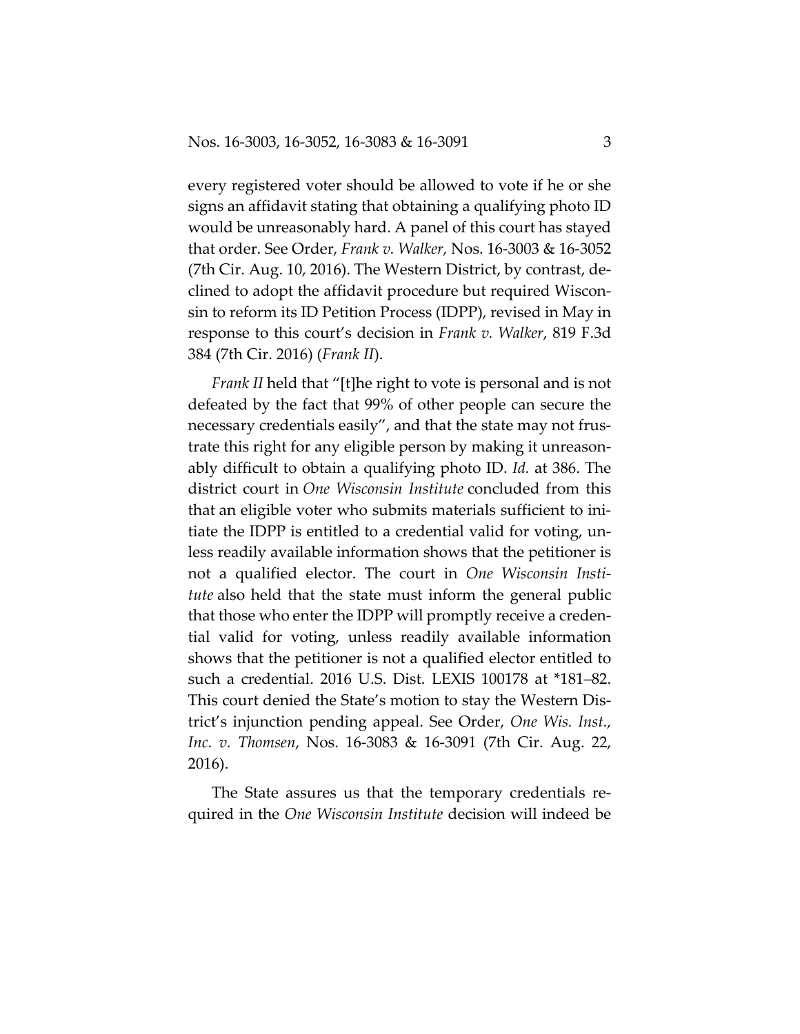every registered voter should be allowed to vote if he or she signs an affidavit stating that obtaining a qualifying photo ID would be unreasonably hard. A panel of this court has stayed that order. See Order, *Frank v. Walker*, Nos. 16-3003 & 16-3052 (7th Cir. Aug. 10, 2016). The Western District, by contrast, declined to adopt the affidavit procedure but required Wisconsin to reform its ID Petition Process (IDPP), revised in May in response to this court's decision in *Frank v. Walker*, 819 F.3d 384 (7th Cir. 2016) (*Frank II*).

*Frank II* held that "[t]he right to vote is personal and is not defeated by the fact that 99% of other people can secure the necessary credentials easily", and that the state may not frustrate this right for any eligible person by making it unreasonably difficult to obtain a qualifying photo ID. *Id.* at 386. The district court in *One Wisconsin Institute* concluded from this that an eligible voter who submits materials sufficient to initiate the IDPP is entitled to a credential valid for voting, unless readily available information shows that the petitioner is not a qualified elector. The court in *One Wisconsin Institute* also held that the state must inform the general public that those who enter the IDPP will promptly receive a credential valid for voting, unless readily available information shows that the petitioner is not a qualified elector entitled to such a credential. 2016 U.S. Dist. LEXIS 100178 at *181–82. This court denied the State's motion to stay the Western District's injunction pending appeal. See Order, *One Wis. Inst., Inc. v. Thomsen*, Nos. 16-3083 & 16-3091 (7th Cir. Aug. 22, 2016).

The State assures us that the temporary credentials required in the *One Wisconsin Institute* decision will indeed be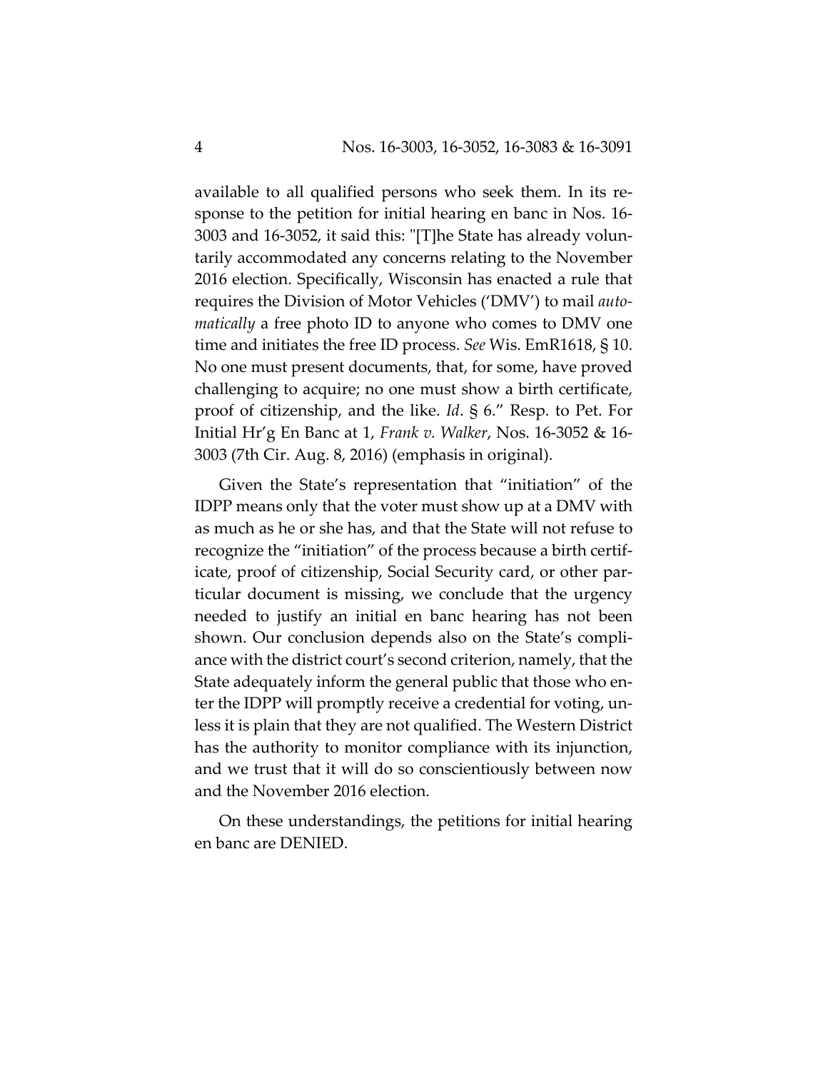available to all qualified persons who seek them. In its response to the petition for initial hearing en banc in Nos. 16-3003 and 16-3052, it said this: "[T]he State has already voluntarily accommodated any concerns relating to the November 2016 election. Specifically, Wisconsin has enacted a rule that requires the Division of Motor Vehicles ('DMV') to mail *automatically* a free photo ID to anyone who comes to DMV one time and initiates the free ID process. *See* Wis. EmR1618, § 10. No one must present documents, that, for some, have proved challenging to acquire; no one must show a birth certificate, proof of citizenship, and the like. *Id*. § 6." Resp. to Pet. For Initial Hr'g En Banc at 1, *Frank v. Walker*, Nos. 16-3052 & 16-3003 (7th Cir. Aug. 8, 2016) (emphasis in original).

Given the State's representation that "initiation" of the IDPP means only that the voter must show up at a DMV with as much as he or she has, and that the State will not refuse to recognize the "initiation" of the process because a birth certificate, proof of citizenship, Social Security card, or other particular document is missing, we conclude that the urgency needed to justify an initial en banc hearing has not been shown. Our conclusion depends also on the State's compliance with the district court's second criterion, namely, that the State adequately inform the general public that those who enter the IDPP will promptly receive a credential for voting, unless it is plain that they are not qualified. The Western District has the authority to monitor compliance with its injunction, and we trust that it will do so conscientiously between now and the November 2016 election.

On these understandings, the petitions for initial hearing en banc are DENIED.